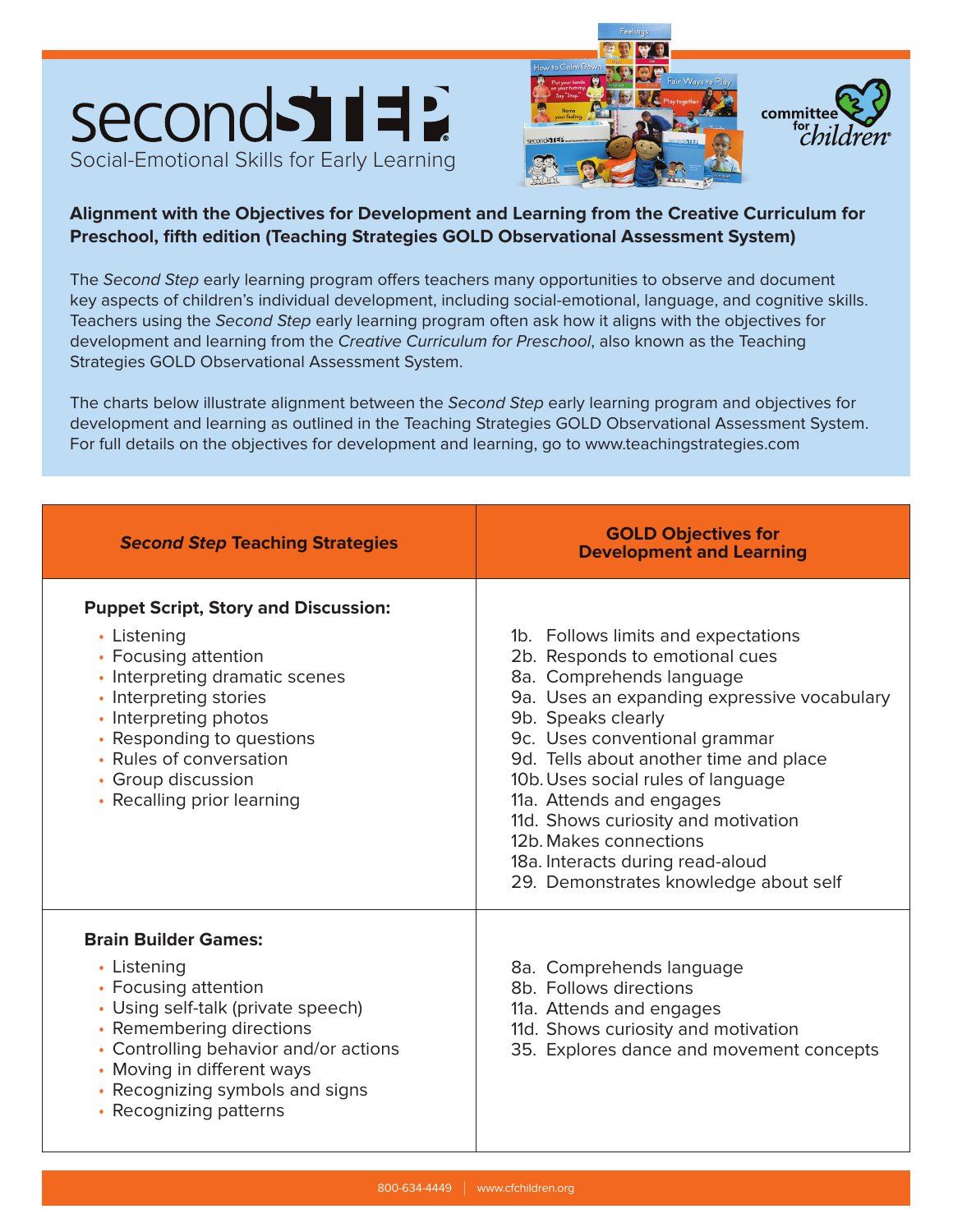# Second Step

Social-Emotional Skills for Early Learning

Committee for Children

**Alignment with the Objectives for Development and Learning from the Creative Curriculum for Preschool, fifth edition (Teaching Strategies GOLD Observational Assessment System)**

The *Second Step* early learning program offers teachers many opportunities to observe and document key aspects of children's individual development, including social-emotional, language, and cognitive skills. Teachers using the *Second Step* early learning program often ask how it aligns with the objectives for development and learning from the *Creative Curriculum for Preschool*, also known as the Teaching Strategies GOLD Observational Assessment System.

The charts below illustrate alignment between the *Second Step* early learning program and objectives for development and learning as outlined in the Teaching Strategies GOLD Observational Assessment System. For full details on the objectives for development and learning, go to www.teachingstrategies.com

| ***Second Step* Teaching Strategies** | **GOLD Objectives for Development and Learning** |
|---|---|
| **Puppet Script, Story and Discussion:**<br>• Listening<br>• Focusing attention<br>• Interpreting dramatic scenes<br>• Interpreting stories<br>• Interpreting photos<br>• Responding to questions<br>• Rules of conversation<br>• Group discussion<br>• Recalling prior learning | 1b. Follows limits and expectations<br>2b. Responds to emotional cues<br>8a. Comprehends language<br>9a. Uses an expanding expressive vocabulary<br>9b. Speaks clearly<br>9c. Uses conventional grammar<br>9d. Tells about another time and place<br>10b. Uses social rules of language<br>11a. Attends and engages<br>11d. Shows curiosity and motivation<br>12b. Makes connections<br>18a. Interacts during read-aloud<br>29. Demonstrates knowledge about self |
| **Brain Builder Games:**<br>• Listening<br>• Focusing attention<br>• Using self-talk (private speech)<br>• Remembering directions<br>• Controlling behavior and/or actions<br>• Moving in different ways<br>• Recognizing symbols and signs<br>• Recognizing patterns | 8a. Comprehends language<br>8b. Follows directions<br>11a. Attends and engages<br>11d. Shows curiosity and motivation<br>35. Explores dance and movement concepts |

800-634-4449 | www.cfchildren.org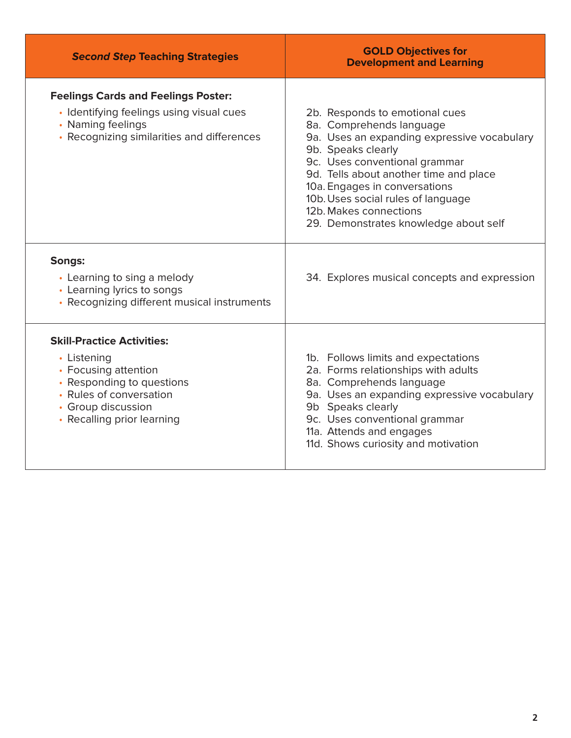| *Second Step* Teaching Strategies | GOLD Objectives for Development and Learning |
|---|---|
| **Feelings Cards and Feelings Poster:**<br>• Identifying feelings using visual cues<br>• Naming feelings<br>• Recognizing similarities and differences | 2b. Responds to emotional cues<br>8a. Comprehends language<br>9a. Uses an expanding expressive vocabulary<br>9b. Speaks clearly<br>9c. Uses conventional grammar<br>9d. Tells about another time and place<br>10a. Engages in conversations<br>10b. Uses social rules of language<br>12b. Makes connections<br>29. Demonstrates knowledge about self |
| **Songs:**<br>• Learning to sing a melody<br>• Learning lyrics to songs<br>• Recognizing different musical instruments | 34. Explores musical concepts and expression |
| **Skill-Practice Activities:**<br>• Listening<br>• Focusing attention<br>• Responding to questions<br>• Rules of conversation<br>• Group discussion<br>• Recalling prior learning | 1b. Follows limits and expectations<br>2a. Forms relationships with adults<br>8a. Comprehends language<br>9a. Uses an expanding expressive vocabulary<br>9b Speaks clearly<br>9c. Uses conventional grammar<br>11a. Attends and engages<br>11d. Shows curiosity and motivation |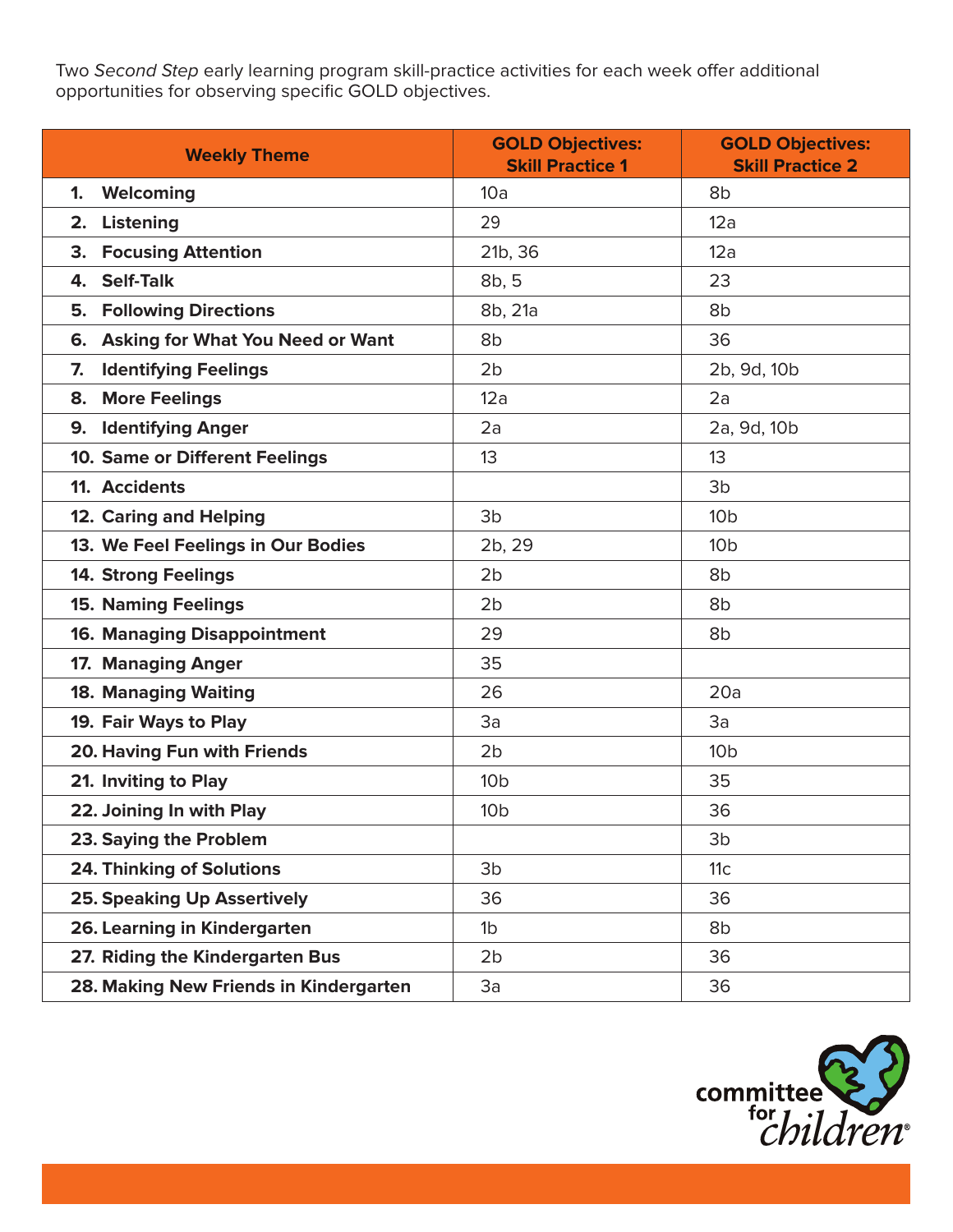Two *Second Step* early learning program skill-practice activities for each week offer additional opportunities for observing specific GOLD objectives.

| Weekly Theme | GOLD Objectives: Skill Practice 1 | GOLD Objectives: Skill Practice 2 |
|---|---|---|
| **1. Welcoming** | 10a | 8b |
| **2. Listening** | 29 | 12a |
| **3. Focusing Attention** | 21b, 36 | 12a |
| **4. Self-Talk** | 8b, 5 | 23 |
| **5. Following Directions** | 8b, 21a | 8b |
| **6. Asking for What You Need or Want** | 8b | 36 |
| **7. Identifying Feelings** | 2b | 2b, 9d, 10b |
| **8. More Feelings** | 12a | 2a |
| **9. Identifying Anger** | 2a | 2a, 9d, 10b |
| **10. Same or Different Feelings** | 13 | 13 |
| **11. Accidents** | | 3b |
| **12. Caring and Helping** | 3b | 10b |
| **13. We Feel Feelings in Our Bodies** | 2b, 29 | 10b |
| **14. Strong Feelings** | 2b | 8b |
| **15. Naming Feelings** | 2b | 8b |
| **16. Managing Disappointment** | 29 | 8b |
| **17. Managing Anger** | 35 | |
| **18. Managing Waiting** | 26 | 20a |
| **19. Fair Ways to Play** | 3a | 3a |
| **20. Having Fun with Friends** | 2b | 10b |
| **21. Inviting to Play** | 10b | 35 |
| **22. Joining In with Play** | 10b | 36 |
| **23. Saying the Problem** | | 3b |
| **24. Thinking of Solutions** | 3b | 11c |
| **25. Speaking Up Assertively** | 36 | 36 |
| **26. Learning in Kindergarten** | 1b | 8b |
| **27. Riding the Kindergarten Bus** | 2b | 36 |
| **28. Making New Friends in Kindergarten** | 3a | 36 |

committee for children®